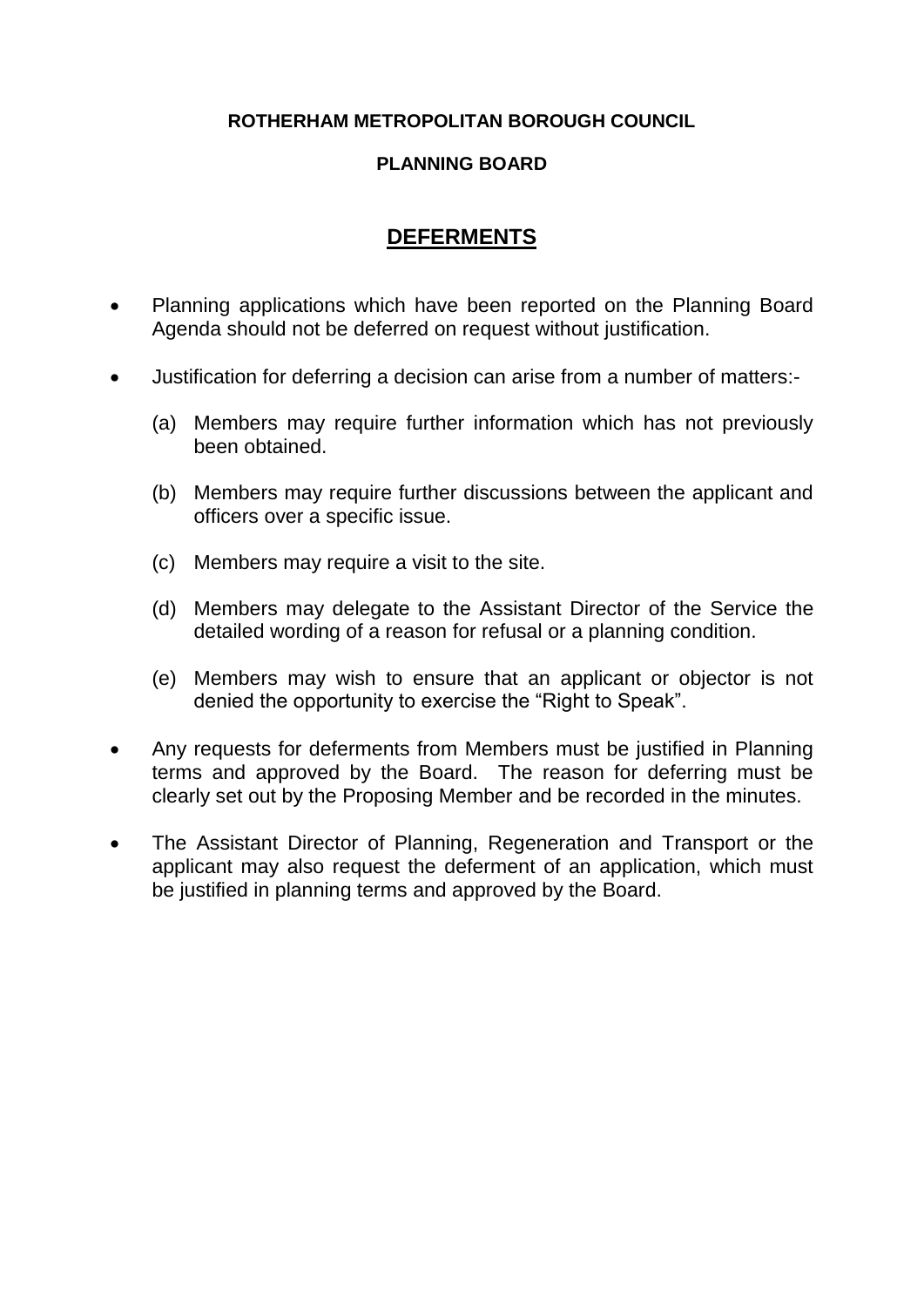**ROTHERHAM METROPOLITAN BOROUGH COUNCIL**

**PLANNING BOARD**

# DEFERMENTS

- Planning applications which have been reported on the Planning Board Agenda should not be deferred on request without justification.

- Justification for deferring a decision can arise from a number of matters:-

  (a) Members may require further information which has not previously been obtained.

  (b) Members may require further discussions between the applicant and officers over a specific issue.

  (c) Members may require a visit to the site.

  (d) Members may delegate to the Assistant Director of the Service the detailed wording of a reason for refusal or a planning condition.

  (e) Members may wish to ensure that an applicant or objector is not denied the opportunity to exercise the "Right to Speak".

- Any requests for deferments from Members must be justified in Planning terms and approved by the Board. The reason for deferring must be clearly set out by the Proposing Member and be recorded in the minutes.

- The Assistant Director of Planning, Regeneration and Transport or the applicant may also request the deferment of an application, which must be justified in planning terms and approved by the Board.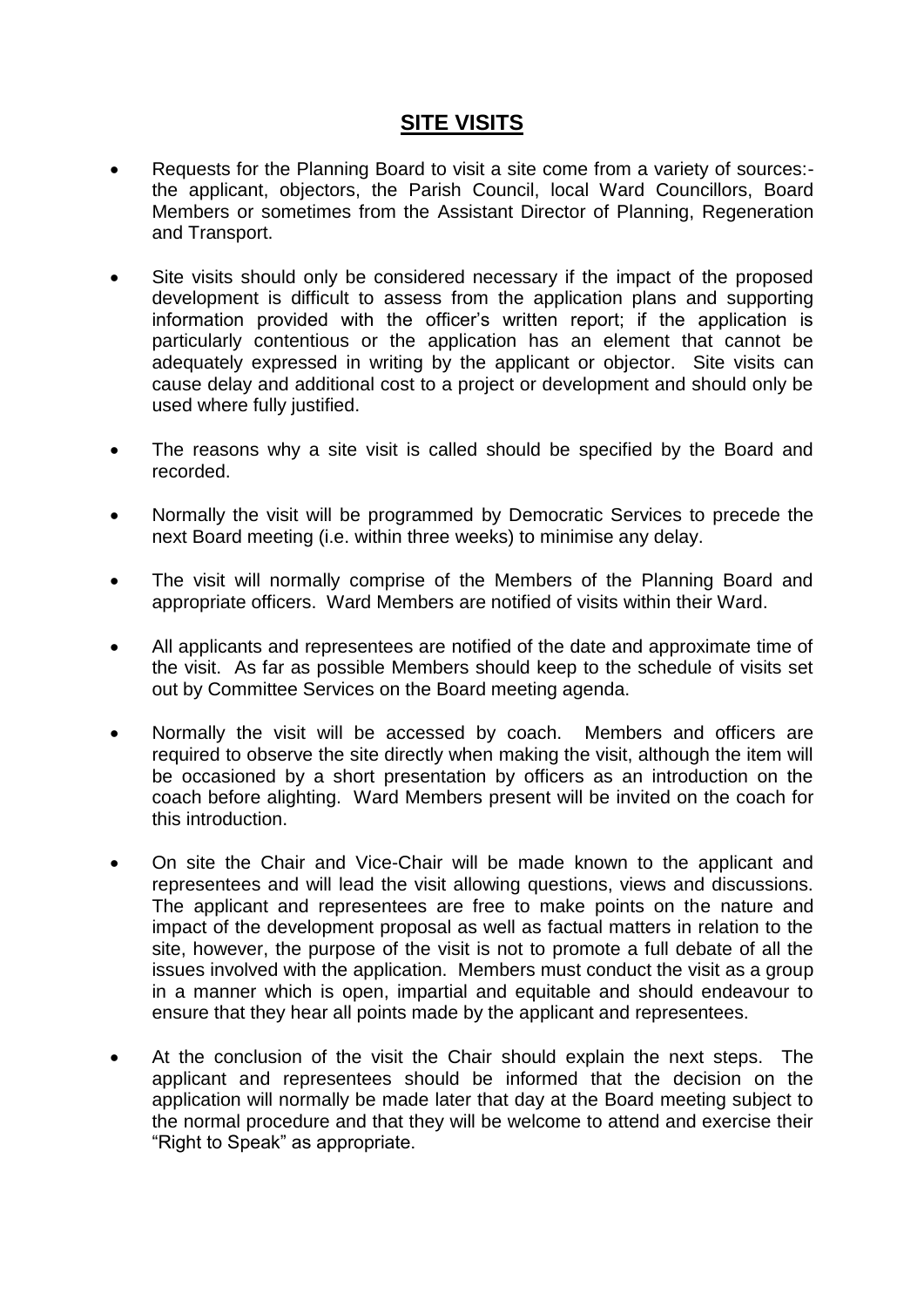## SITE VISITS

- Requests for the Planning Board to visit a site come from a variety of sources:- the applicant, objectors, the Parish Council, local Ward Councillors, Board Members or sometimes from the Assistant Director of Planning, Regeneration and Transport.
- Site visits should only be considered necessary if the impact of the proposed development is difficult to assess from the application plans and supporting information provided with the officer's written report; if the application is particularly contentious or the application has an element that cannot be adequately expressed in writing by the applicant or objector. Site visits can cause delay and additional cost to a project or development and should only be used where fully justified.
- The reasons why a site visit is called should be specified by the Board and recorded.
- Normally the visit will be programmed by Democratic Services to precede the next Board meeting (i.e. within three weeks) to minimise any delay.
- The visit will normally comprise of the Members of the Planning Board and appropriate officers. Ward Members are notified of visits within their Ward.
- All applicants and representees are notified of the date and approximate time of the visit. As far as possible Members should keep to the schedule of visits set out by Committee Services on the Board meeting agenda.
- Normally the visit will be accessed by coach. Members and officers are required to observe the site directly when making the visit, although the item will be occasioned by a short presentation by officers as an introduction on the coach before alighting. Ward Members present will be invited on the coach for this introduction.
- On site the Chair and Vice-Chair will be made known to the applicant and representees and will lead the visit allowing questions, views and discussions. The applicant and representees are free to make points on the nature and impact of the development proposal as well as factual matters in relation to the site, however, the purpose of the visit is not to promote a full debate of all the issues involved with the application. Members must conduct the visit as a group in a manner which is open, impartial and equitable and should endeavour to ensure that they hear all points made by the applicant and representees.
- At the conclusion of the visit the Chair should explain the next steps. The applicant and representees should be informed that the decision on the application will normally be made later that day at the Board meeting subject to the normal procedure and that they will be welcome to attend and exercise their "Right to Speak" as appropriate.